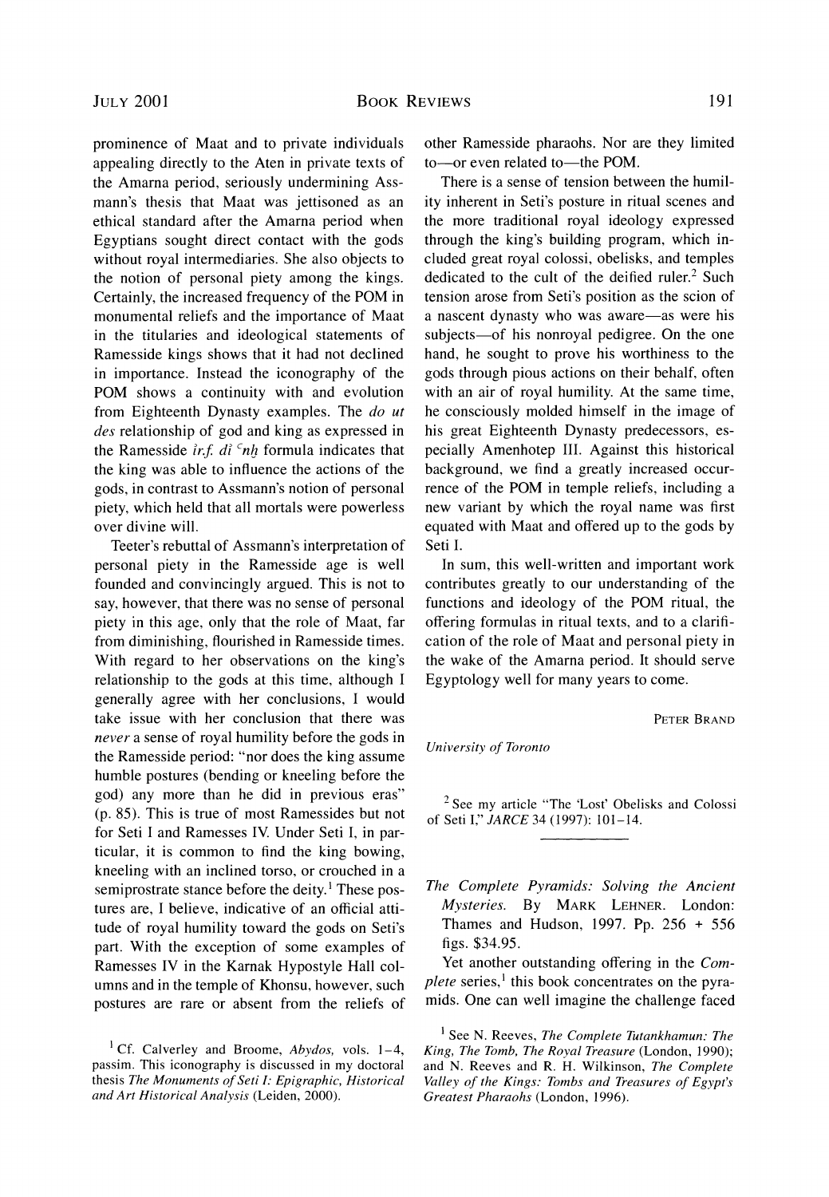prominence of Maat and to private individuals appealing directly to the Aten in private texts of the Amarna period, seriously undermining Assmann's thesis that Maat was jettisoned as an ethical standard after the Amarna period when Egyptians sought direct contact with the gods without royal intermediaries. She also objects to the notion of personal piety among the kings. Certainly, the increased frequency of the POM in monumental reliefs and the importance of Maat in the titularies and ideological statements of Ramesside kings shows that it had not declined in importance. Instead the iconography of the POM shows a continuity with and evolution from Eighteenth Dynasty examples. The *do ut des* relationship of god and king as expressed in the Ramesside *ỉr.f. dỉ ʿnḫ* formula indicates that the king was able to influence the actions of the gods, in contrast to Assmann's notion of personal piety, which held that all mortals were powerless over divine will.

Teeter's rebuttal of Assmann's interpretation of personal piety in the Ramesside age is well founded and convincingly argued. This is not to say, however, that there was no sense of personal piety in this age, only that the role of Maat, far from diminishing, flourished in Ramesside times. With regard to her observations on the king's relationship to the gods at this time, although I generally agree with her conclusions, I would take issue with her conclusion that there was *never* a sense of royal humility before the gods in the Ramesside period: "nor does the king assume humble postures (bending or kneeling before the god) any more than he did in previous eras" (p. 85). This is true of most Ramessides but not for Seti I and Ramesses IV. Under Seti I, in particular, it is common to find the king bowing, kneeling with an inclined torso, or crouched in a semiprostrate stance before the deity.[1] These postures are, I believe, indicative of an official attitude of royal humility toward the gods on Seti's part. With the exception of some examples of Ramesses IV in the Karnak Hypostyle Hall columns and in the temple of Khonsu, however, such postures are rare or absent from the reliefs of other Ramesside pharaohs. Nor are they limited to—or even related to—the POM.

There is a sense of tension between the humility inherent in Seti's posture in ritual scenes and the more traditional royal ideology expressed through the king's building program, which included great royal colossi, obelisks, and temples dedicated to the cult of the deified ruler.[2] Such tension arose from Seti's position as the scion of a nascent dynasty who was aware—as were his subjects—of his nonroyal pedigree. On the one hand, he sought to prove his worthiness to the gods through pious actions on their behalf, often with an air of royal humility. At the same time, he consciously molded himself in the image of his great Eighteenth Dynasty predecessors, especially Amenhotep III. Against this historical background, we find a greatly increased occurrence of the POM in temple reliefs, including a new variant by which the royal name was first equated with Maat and offered up to the gods by Seti I.

In sum, this well-written and important work contributes greatly to our understanding of the functions and ideology of the POM ritual, the offering formulas in ritual texts, and to a clarification of the role of Maat and personal piety in the wake of the Amarna period. It should serve Egyptology well for many years to come.

PETER BRAND

*University of Toronto*

[1] Cf. Calverley and Broome, *Abydos*, vols. 1–4, passim. This iconography is discussed in my doctoral thesis *The Monuments of Seti I: Epigraphic, Historical and Art Historical Analysis* (Leiden, 2000).

[2] See my article "The 'Lost' Obelisks and Colossi of Seti I," *JARCE* 34 (1997): 101–14.

---

*The Complete Pyramids: Solving the Ancient Mysteries.* By MARK LEHNER. London: Thames and Hudson, 1997. Pp. 256 + 556 figs. $34.95.

Yet another outstanding offering in the *Complete* series,[1] this book concentrates on the pyramids. One can well imagine the challenge faced

[1] See N. Reeves, *The Complete Tutankhamun: The King, The Tomb, The Royal Treasure* (London, 1990); and N. Reeves and R. H. Wilkinson, *The Complete Valley of the Kings: Tombs and Treasures of Egypt's Greatest Pharaohs* (London, 1996).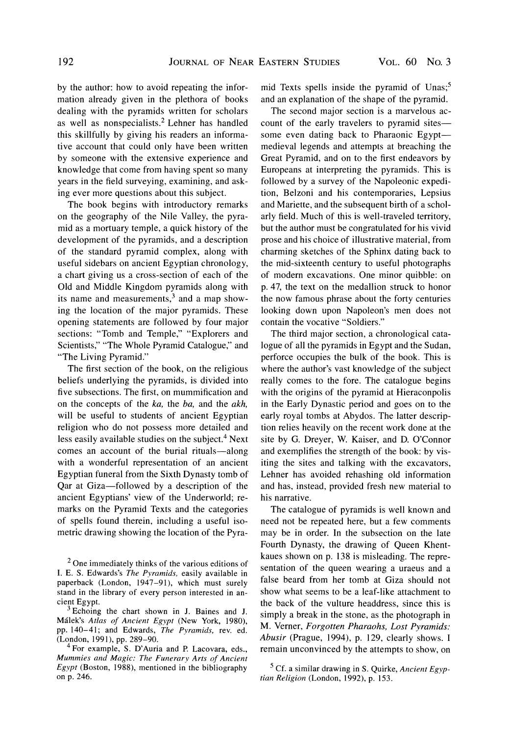by the author: how to avoid repeating the information already given in the plethora of books dealing with the pyramids written for scholars as well as nonspecialists.[2] Lehner has handled this skillfully by giving his readers an informative account that could only have been written by someone with the extensive experience and knowledge that come from having spent so many years in the field surveying, examining, and asking ever more questions about this subject.

The book begins with introductory remarks on the geography of the Nile Valley, the pyramid as a mortuary temple, a quick history of the development of the pyramids, and a description of the standard pyramid complex, along with useful sidebars on ancient Egyptian chronology, a chart giving us a cross-section of each of the Old and Middle Kingdom pyramids along with its name and measurements,[3] and a map showing the location of the major pyramids. These opening statements are followed by four major sections: "Tomb and Temple," "Explorers and Scientists," "The Whole Pyramid Catalogue," and "The Living Pyramid."

The first section of the book, on the religious beliefs underlying the pyramids, is divided into five subsections. The first, on mummification and on the concepts of the *ka*, the *ba*, and the *akh*, will be useful to students of ancient Egyptian religion who do not possess more detailed and less easily available studies on the subject.[4] Next comes an account of the burial rituals—along with a wonderful representation of an ancient Egyptian funeral from the Sixth Dynasty tomb of Qar at Giza—followed by a description of the ancient Egyptians' view of the Underworld; remarks on the Pyramid Texts and the categories of spells found therein, including a useful isometric drawing showing the location of the Pyramid Texts spells inside the pyramid of Unas;[5] and an explanation of the shape of the pyramid.

The second major section is a marvelous account of the early travelers to pyramid sites—some even dating back to Pharaonic Egypt—medieval legends and attempts at breaching the Great Pyramid, and on to the first endeavors by Europeans at interpreting the pyramids. This is followed by a survey of the Napoleonic expedition, Belzoni and his contemporaries, Lepsius and Mariette, and the subsequent birth of a scholarly field. Much of this is well-traveled territory, but the author must be congratulated for his vivid prose and his choice of illustrative material, from charming sketches of the Sphinx dating back to the mid-sixteenth century to useful photographs of modern excavations. One minor quibble: on p. 47, the text on the medallion struck to honor the now famous phrase about the forty centuries looking down upon Napoleon's men does not contain the vocative "Soldiers."

The third major section, a chronological catalogue of all the pyramids in Egypt and the Sudan, perforce occupies the bulk of the book. This is where the author's vast knowledge of the subject really comes to the fore. The catalogue begins with the origins of the pyramid at Hieraconpolis in the Early Dynastic period and goes on to the early royal tombs at Abydos. The latter description relies heavily on the recent work done at the site by G. Dreyer, W. Kaiser, and D. O'Connor and exemplifies the strength of the book: by visiting the sites and talking with the excavators, Lehner has avoided rehashing old information and has, instead, provided fresh new material to his narrative.

The catalogue of pyramids is well known and need not be repeated here, but a few comments may be in order. In the subsection on the late Fourth Dynasty, the drawing of Queen Khentkaues shown on p. 138 is misleading. The representation of the queen wearing a uraeus and a false beard from her tomb at Giza should not show what seems to be a leaf-like attachment to the back of the vulture headdress, since this is simply a break in the stone, as the photograph in M. Verner, *Forgotten Pharaohs, Lost Pyramids: Abusir* (Prague, 1994), p. 129, clearly shows. I remain unconvinced by the attempts to show, on

[2] One immediately thinks of the various editions of I. E. S. Edwards's *The Pyramids*, easily available in paperback (London, 1947–91), which must surely stand in the library of every person interested in ancient Egypt.

[3] Echoing the chart shown in J. Baines and J. Málek's *Atlas of Ancient Egypt* (New York, 1980), pp. 140–41; and Edwards, *The Pyramids*, rev. ed. (London, 1991), pp. 289–90.

[4] For example, S. D'Auria and P. Lacovara, eds., *Mummies and Magic: The Funerary Arts of Ancient Egypt* (Boston, 1988), mentioned in the bibliography on p. 246.

[5] Cf. a similar drawing in S. Quirke, *Ancient Egyptian Religion* (London, 1992), p. 153.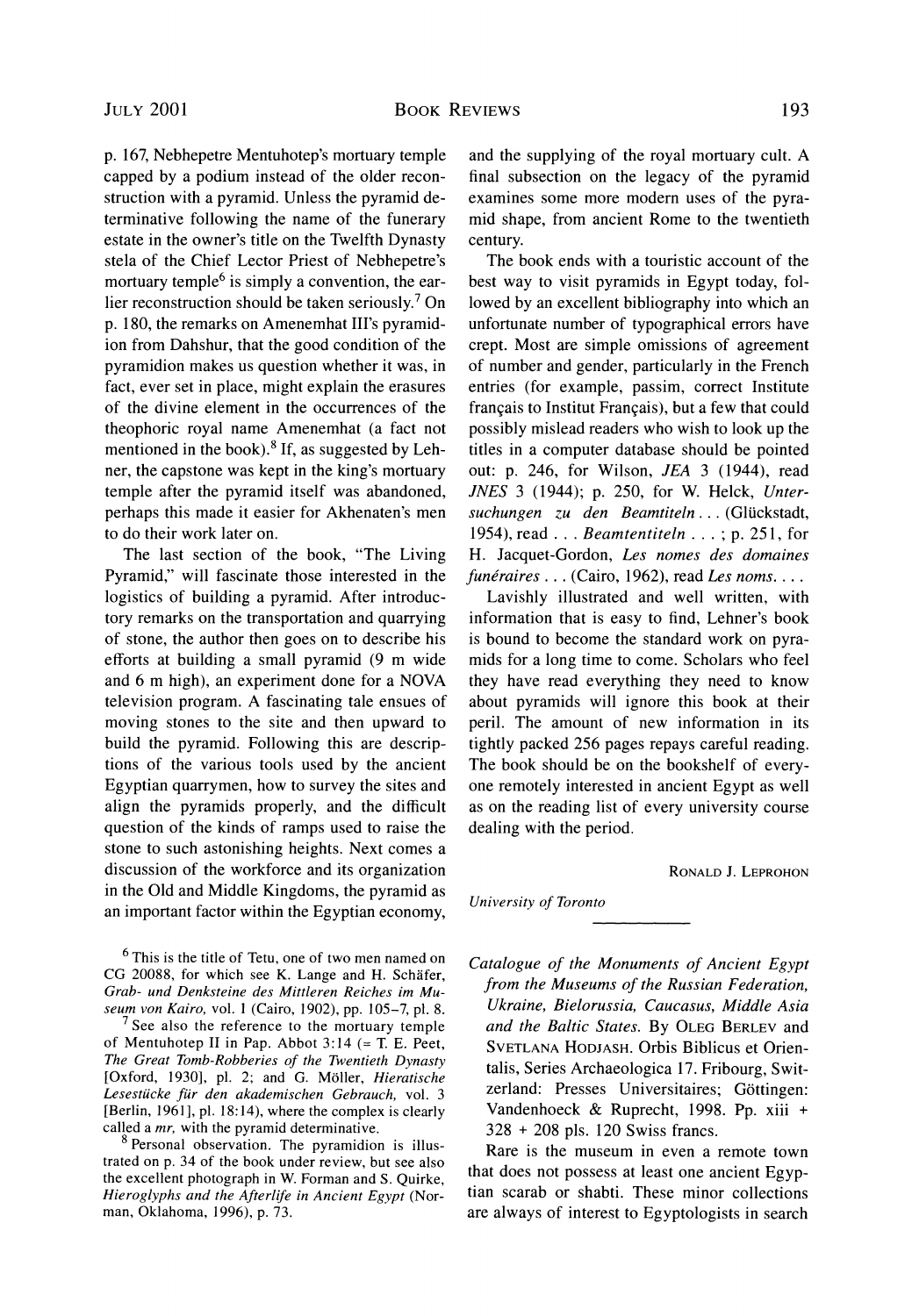p. 167, Nebhepetre Mentuhotep's mortuary temple capped by a podium instead of the older reconstruction with a pyramid. Unless the pyramid determinative following the name of the funerary estate in the owner's title on the Twelfth Dynasty stela of the Chief Lector Priest of Nebhepetre's mortuary temple[6] is simply a convention, the earlier reconstruction should be taken seriously.[7] On p. 180, the remarks on Amenemhat III's pyramidion from Dahshur, that the good condition of the pyramidion makes us question whether it was, in fact, ever set in place, might explain the erasures of the divine element in the occurrences of the theophoric royal name Amenemhat (a fact not mentioned in the book).[8] If, as suggested by Lehner, the capstone was kept in the king's mortuary temple after the pyramid itself was abandoned, perhaps this made it easier for Akhenaten's men to do their work later on.

The last section of the book, "The Living Pyramid," will fascinate those interested in the logistics of building a pyramid. After introductory remarks on the transportation and quarrying of stone, the author then goes on to describe his efforts at building a small pyramid (9 m wide and 6 m high), an experiment done for a NOVA television program. A fascinating tale ensues of moving stones to the site and then upward to build the pyramid. Following this are descriptions of the various tools used by the ancient Egyptian quarrymen, how to survey the sites and align the pyramids properly, and the difficult question of the kinds of ramps used to raise the stone to such astonishing heights. Next comes a discussion of the workforce and its organization in the Old and Middle Kingdoms, the pyramid as an important factor within the Egyptian economy, and the supplying of the royal mortuary cult. A final subsection on the legacy of the pyramid examines some more modern uses of the pyramid shape, from ancient Rome to the twentieth century.

The book ends with a touristic account of the best way to visit pyramids in Egypt today, followed by an excellent bibliography into which an unfortunate number of typographical errors have crept. Most are simple omissions of agreement of number and gender, particularly in the French entries (for example, passim, correct Institute français to Institut Français), but a few that could possibly mislead readers who wish to look up the titles in a computer database should be pointed out: p. 246, for Wilson, *JEA* 3 (1944), read *JNES* 3 (1944); p. 250, for W. Helck, *Untersuchungen zu den Beamtiteln* . . . (Glückstadt, 1954), read . . . *Beamtentiteln* . . . ; p. 251, for H. Jacquet-Gordon, *Les nomes des domaines funéraires* . . . (Cairo, 1962), read *Les noms*. . . .

Lavishly illustrated and well written, with information that is easy to find, Lehner's book is bound to become the standard work on pyramids for a long time to come. Scholars who feel they have read everything they need to know about pyramids will ignore this book at their peril. The amount of new information in its tightly packed 256 pages repays careful reading. The book should be on the bookshelf of everyone remotely interested in ancient Egypt as well as on the reading list of every university course dealing with the period.

RONALD J. LEPROHON

*University of Toronto*

---

*Catalogue of the Monuments of Ancient Egypt from the Museums of the Russian Federation, Ukraine, Bielorussia, Caucasus, Middle Asia and the Baltic States.* By OLEG BERLEV and SVETLANA HODJASH. Orbis Biblicus et Orientalis, Series Archaeologica 17. Fribourg, Switzerland: Presses Universitaires; Göttingen: Vandenhoeck & Ruprecht, 1998. Pp. xiii + 328 + 208 pls. 120 Swiss francs.

Rare is the museum in even a remote town that does not possess at least one ancient Egyptian scarab or shabti. These minor collections are always of interest to Egyptologists in search

---

[6] This is the title of Tetu, one of two men named on CG 20088, for which see K. Lange and H. Schäfer, *Grab- und Denksteine des Mittleren Reiches im Museum von Kairo*, vol. 1 (Cairo, 1902), pp. 105–7, pl. 8.

[7] See also the reference to the mortuary temple of Mentuhotep II in Pap. Abbot 3:14 (= T. E. Peet, *The Great Tomb-Robberies of the Twentieth Dynasty* [Oxford, 1930], pl. 2; and G. Möller, *Hieratische Lesestücke für den akademischen Gebrauch*, vol. 3 [Berlin, 1961], pl. 18:14), where the complex is clearly called a *mr*, with the pyramid determinative.

[8] Personal observation. The pyramidion is illustrated on p. 34 of the book under review, but see also the excellent photograph in W. Forman and S. Quirke, *Hieroglyphs and the Afterlife in Ancient Egypt* (Norman, Oklahoma, 1996), p. 73.